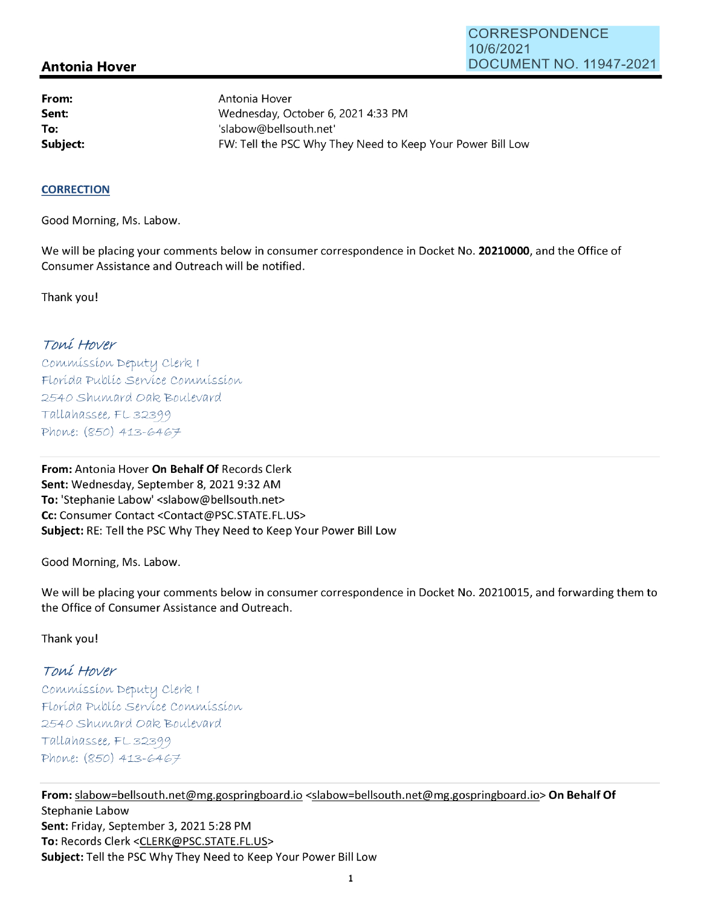CORRESPONDENCE
10/6/2021
DOCUMENT NO. 11947-2021

## Antonia Hover

| | |
|---|---|
| **From:** | Antonia Hover |
| **Sent:** | Wednesday, October 6, 2021 4:33 PM |
| **To:** | 'slabow@bellsouth.net' |
| **Subject:** | FW: Tell the PSC Why They Need to Keep Your Power Bill Low |

**CORRECTION**

Good Morning, Ms. Labow.

We will be placing your comments below in consumer correspondence in Docket No. **20210000**, and the Office of Consumer Assistance and Outreach will be notified.

Thank you!

*Toni Hover*
Commission Deputy Clerk I
Florida Public Service Commission
2540 Shumard Oak Boulevard
Tallahassee, FL 32399
Phone: (850) 413-6467

---

**From:** Antonia Hover **On Behalf Of** Records Clerk
**Sent:** Wednesday, September 8, 2021 9:32 AM
**To:** 'Stephanie Labow' <slabow@bellsouth.net>
**Cc:** Consumer Contact <Contact@PSC.STATE.FL.US>
**Subject:** RE: Tell the PSC Why They Need to Keep Your Power Bill Low

Good Morning, Ms. Labow.

We will be placing your comments below in consumer correspondence in Docket No. 20210015, and forwarding them to the Office of Consumer Assistance and Outreach.

Thank you!

*Toni Hover*
Commission Deputy Clerk I
Florida Public Service Commission
2540 Shumard Oak Boulevard
Tallahassee, FL 32399
Phone: (850) 413-6467

---

**From:** slabow=bellsouth.net@mg.gospringboard.io <slabow=bellsouth.net@mg.gospringboard.io> **On Behalf Of** Stephanie Labow
**Sent:** Friday, September 3, 2021 5:28 PM
**To:** Records Clerk <CLERK@PSC.STATE.FL.US>
**Subject:** Tell the PSC Why They Need to Keep Your Power Bill Low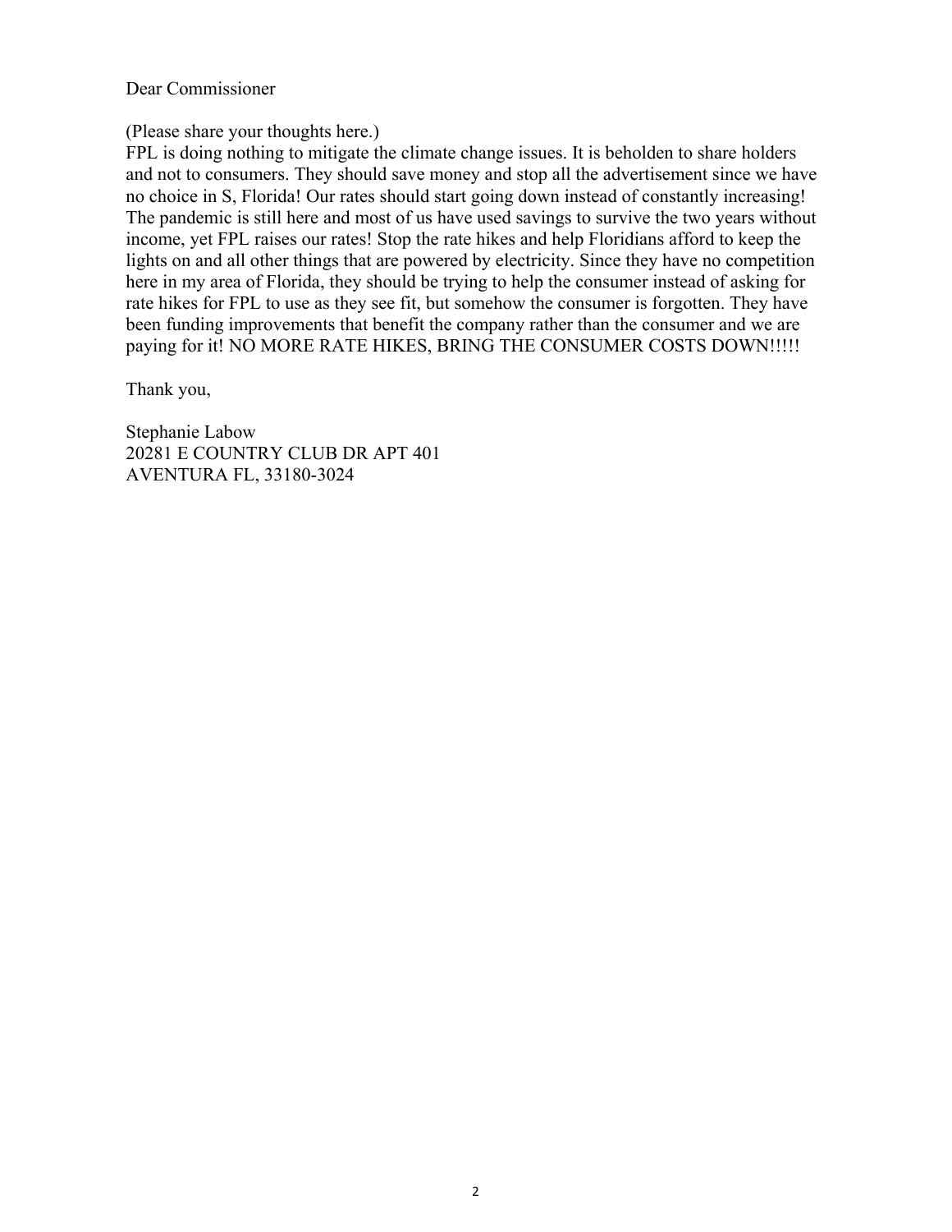Dear Commissioner

(Please share your thoughts here.)
FPL is doing nothing to mitigate the climate change issues. It is beholden to share holders and not to consumers. They should save money and stop all the advertisement since we have no choice in S, Florida! Our rates should start going down instead of constantly increasing! The pandemic is still here and most of us have used savings to survive the two years without income, yet FPL raises our rates! Stop the rate hikes and help Floridians afford to keep the lights on and all other things that are powered by electricity. Since they have no competition here in my area of Florida, they should be trying to help the consumer instead of asking for rate hikes for FPL to use as they see fit, but somehow the consumer is forgotten. They have been funding improvements that benefit the company rather than the consumer and we are paying for it! NO MORE RATE HIKES, BRING THE CONSUMER COSTS DOWN!!!!!

Thank you,

Stephanie Labow
20281 E COUNTRY CLUB DR APT 401
AVENTURA FL, 33180-3024